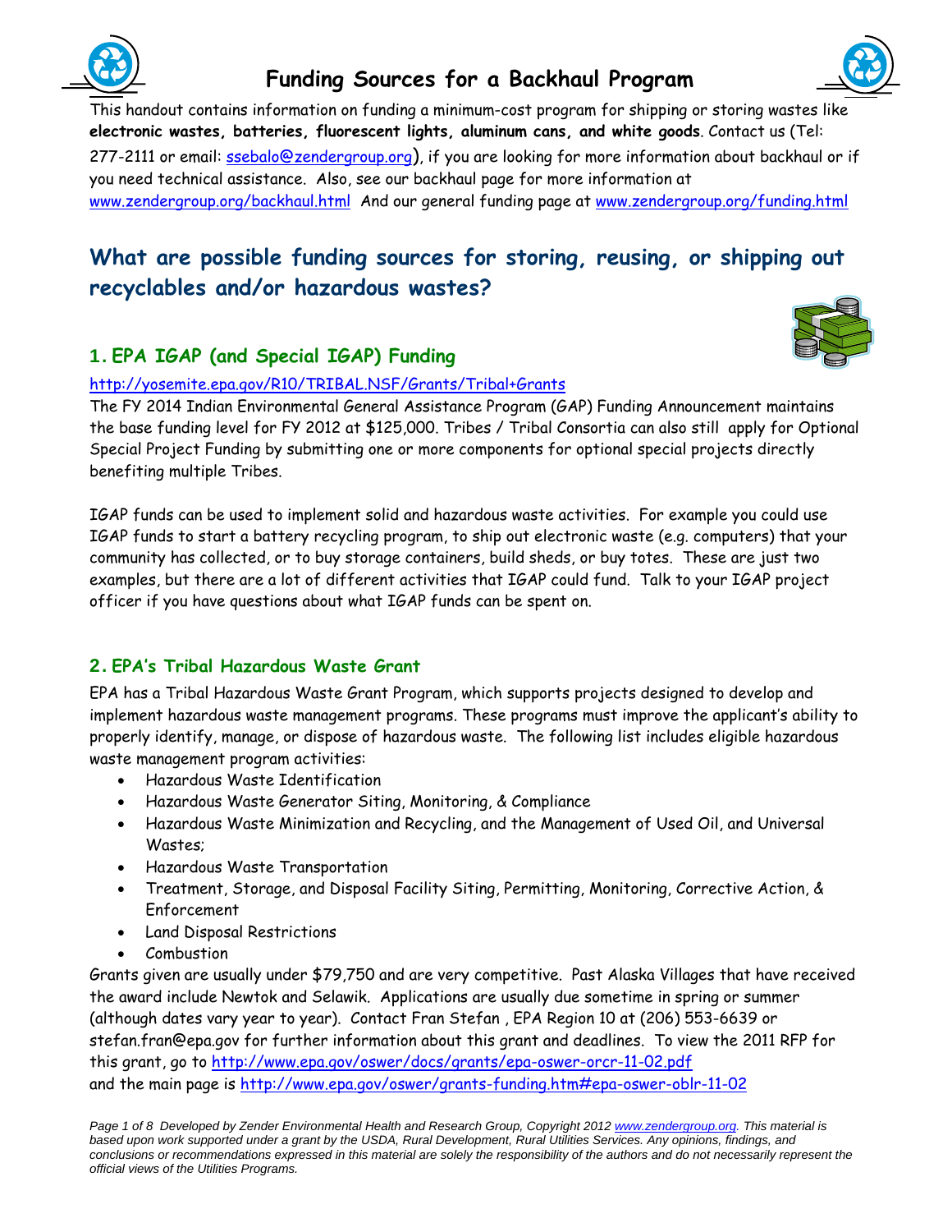# Funding Sources for a Backhaul Program

This handout contains information on funding a minimum-cost program for shipping or storing wastes like **electronic wastes, batteries, fluorescent lights, aluminum cans, and white goods**. Contact us (Tel: 277-2111 or email: ssebalo@zendergroup.org), if you are looking for more information about backhaul or if you need technical assistance. Also, see our backhaul page for more information at www.zendergroup.org/backhaul.html And our general funding page at www.zendergroup.org/funding.html

## What are possible funding sources for storing, reusing, or shipping out recyclables and/or hazardous wastes?

### 1. EPA IGAP (and Special IGAP) Funding

http://yosemite.epa.gov/R10/TRIBAL.NSF/Grants/Tribal+Grants

The FY 2014 Indian Environmental General Assistance Program (GAP) Funding Announcement maintains the base funding level for FY 2012 at $125,000. Tribes / Tribal Consortia can also still apply for Optional Special Project Funding by submitting one or more components for optional special projects directly benefiting multiple Tribes.

IGAP funds can be used to implement solid and hazardous waste activities. For example you could use IGAP funds to start a battery recycling program, to ship out electronic waste (e.g. computers) that your community has collected, or to buy storage containers, build sheds, or buy totes. These are just two examples, but there are a lot of different activities that IGAP could fund. Talk to your IGAP project officer if you have questions about what IGAP funds can be spent on.

### 2. EPA's Tribal Hazardous Waste Grant

EPA has a Tribal Hazardous Waste Grant Program, which supports projects designed to develop and implement hazardous waste management programs. These programs must improve the applicant's ability to properly identify, manage, or dispose of hazardous waste. The following list includes eligible hazardous waste management program activities:

- Hazardous Waste Identification
- Hazardous Waste Generator Siting, Monitoring, & Compliance
- Hazardous Waste Minimization and Recycling, and the Management of Used Oil, and Universal Wastes;
- Hazardous Waste Transportation
- Treatment, Storage, and Disposal Facility Siting, Permitting, Monitoring, Corrective Action, & Enforcement
- Land Disposal Restrictions
- Combustion

Grants given are usually under $79,750 and are very competitive. Past Alaska Villages that have received the award include Newtok and Selawik. Applications are usually due sometime in spring or summer (although dates vary year to year). Contact Fran Stefan , EPA Region 10 at (206) 553-6639 or stefan.fran@epa.gov for further information about this grant and deadlines. To view the 2011 RFP for this grant, go to http://www.epa.gov/oswer/docs/grants/epa-oswer-orcr-11-02.pdf and the main page is http://www.epa.gov/oswer/grants-funding.htm#epa-oswer-oblr-11-02

*Developed by Zender Environmental Health and Research Group, Copyright 2012 www.zendergroup.org. This material is based upon work supported under a grant by the USDA, Rural Development, Rural Utilities Services. Any opinions, findings, and conclusions or recommendations expressed in this material are solely the responsibility of the authors and do not necessarily represent the official views of the Utilities Programs.*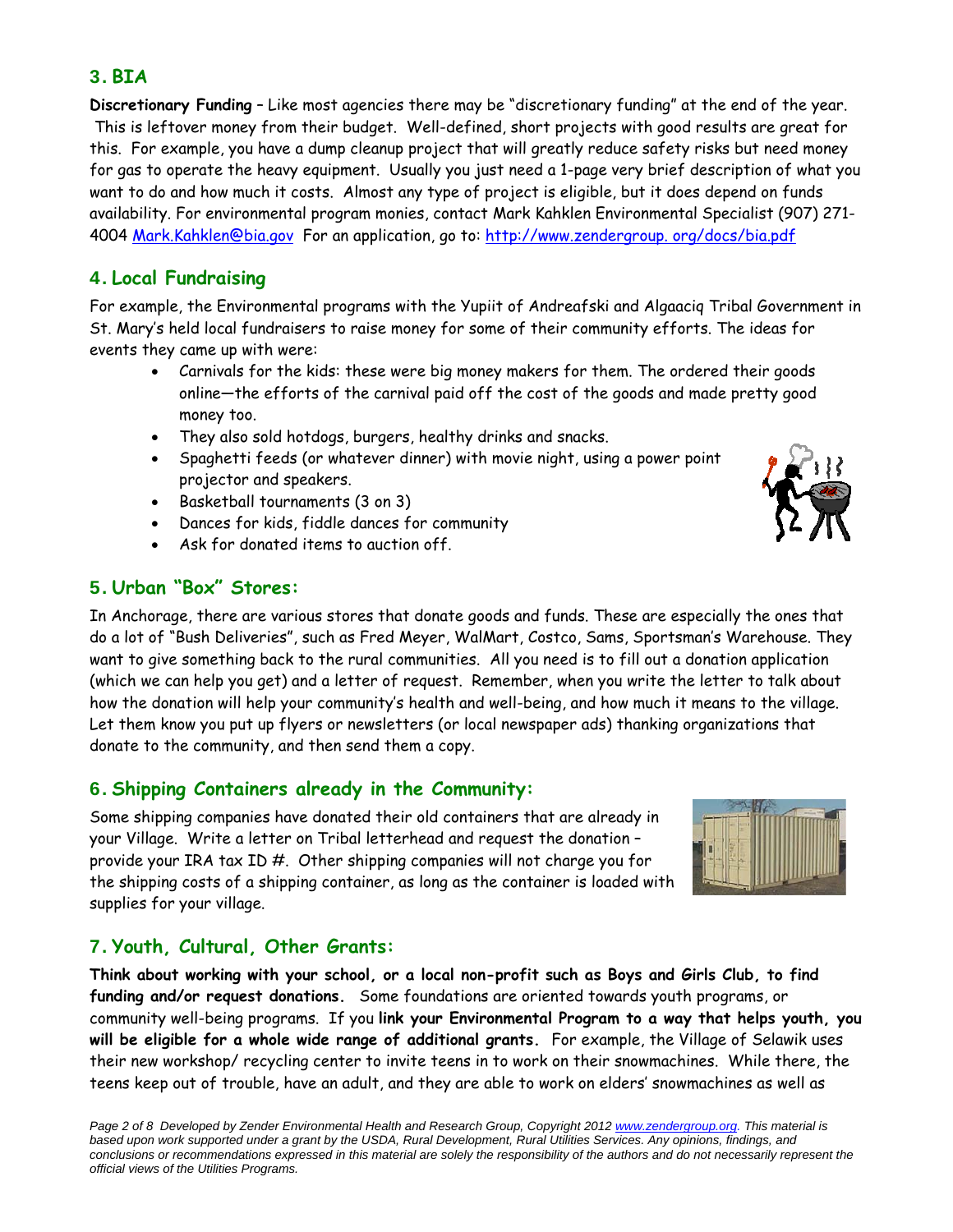## 3. BIA

**Discretionary Funding** – Like most agencies there may be "discretionary funding" at the end of the year. This is leftover money from their budget. Well-defined, short projects with good results are great for this. For example, you have a dump cleanup project that will greatly reduce safety risks but need money for gas to operate the heavy equipment. Usually you just need a 1-page very brief description of what you want to do and how much it costs. Almost any type of project is eligible, but it does depend on funds availability. For environmental program monies, contact Mark Kahklen Environmental Specialist (907) 271-4004 Mark.Kahklen@bia.gov For an application, go to: http://www.zendergroup. org/docs/bia.pdf

## 4. Local Fundraising

For example, the Environmental programs with the Yupiit of Andreafski and Algaaciq Tribal Government in St. Mary's held local fundraisers to raise money for some of their community efforts. The ideas for events they came up with were:

- Carnivals for the kids: these were big money makers for them. The ordered their goods online—the efforts of the carnival paid off the cost of the goods and made pretty good money too.
- They also sold hotdogs, burgers, healthy drinks and snacks.
- Spaghetti feeds (or whatever dinner) with movie night, using a power point projector and speakers.
- Basketball tournaments (3 on 3)
- Dances for kids, fiddle dances for community
- Ask for donated items to auction off.

## 5. Urban "Box" Stores:

In Anchorage, there are various stores that donate goods and funds. These are especially the ones that do a lot of "Bush Deliveries", such as Fred Meyer, WalMart, Costco, Sams, Sportsman's Warehouse. They want to give something back to the rural communities. All you need is to fill out a donation application (which we can help you get) and a letter of request. Remember, when you write the letter to talk about how the donation will help your community's health and well-being, and how much it means to the village. Let them know you put up flyers or newsletters (or local newspaper ads) thanking organizations that donate to the community, and then send them a copy.

## 6. Shipping Containers already in the Community:

Some shipping companies have donated their old containers that are already in your Village. Write a letter on Tribal letterhead and request the donation – provide your IRA tax ID #. Other shipping companies will not charge you for the shipping costs of a shipping container, as long as the container is loaded with supplies for your village.

## 7. Youth, Cultural, Other Grants:

**Think about working with your school, or a local non-profit such as Boys and Girls Club, to find funding and/or request donations.** Some foundations are oriented towards youth programs, or community well-being programs. If you **link your Environmental Program to a way that helps youth, you will be eligible for a whole wide range of additional grants.** For example, the Village of Selawik uses their new workshop/ recycling center to invite teens in to work on their snowmachines. While there, the teens keep out of trouble, have an adult, and they are able to work on elders' snowmachines as well as

*Developed by Zender Environmental Health and Research Group, Copyright 2012 www.zendergroup.org. This material is based upon work supported under a grant by the USDA, Rural Development, Rural Utilities Services. Any opinions, findings, and conclusions or recommendations expressed in this material are solely the responsibility of the authors and do not necessarily represent the official views of the Utilities Programs.*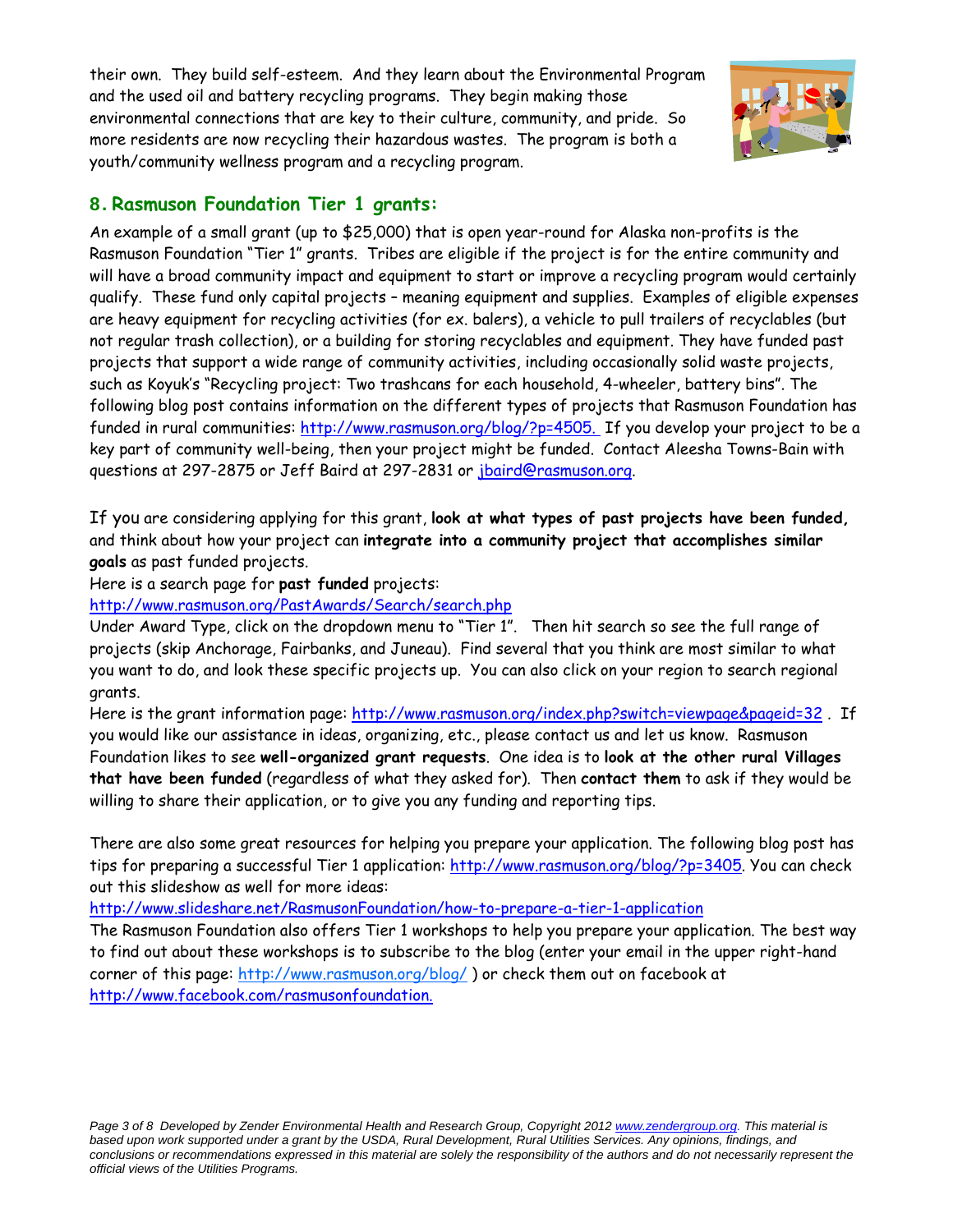their own. They build self-esteem. And they learn about the Environmental Program and the used oil and battery recycling programs. They begin making those environmental connections that are key to their culture, community, and pride. So more residents are now recycling their hazardous wastes. The program is both a youth/community wellness program and a recycling program.

## 8. Rasmuson Foundation Tier 1 grants:

An example of a small grant (up to $25,000) that is open year-round for Alaska non-profits is the Rasmuson Foundation "Tier 1" grants. Tribes are eligible if the project is for the entire community and will have a broad community impact and equipment to start or improve a recycling program would certainly qualify. These fund only capital projects – meaning equipment and supplies. Examples of eligible expenses are heavy equipment for recycling activities (for ex. balers), a vehicle to pull trailers of recyclables (but not regular trash collection), or a building for storing recyclables and equipment. They have funded past projects that support a wide range of community activities, including occasionally solid waste projects, such as Koyuk's "Recycling project: Two trashcans for each household, 4-wheeler, battery bins". The following blog post contains information on the different types of projects that Rasmuson Foundation has funded in rural communities: http://www.rasmuson.org/blog/?p=4505. If you develop your project to be a key part of community well-being, then your project might be funded. Contact Aleesha Towns-Bain with questions at 297-2875 or Jeff Baird at 297-2831 or jbaird@rasmuson.org.

If you are considering applying for this grant, **look at what types of past projects have been funded,** and think about how your project can **integrate into a community project that accomplishes similar goals** as past funded projects.

Here is a search page for **past funded** projects:
http://www.rasmuson.org/PastAwards/Search/search.php
Under Award Type, click on the dropdown menu to "Tier 1". Then hit search so see the full range of projects (skip Anchorage, Fairbanks, and Juneau). Find several that you think are most similar to what you want to do, and look these specific projects up. You can also click on your region to search regional grants.

Here is the grant information page: http://www.rasmuson.org/index.php?switch=viewpage&pageid=32 . If you would like our assistance in ideas, organizing, etc., please contact us and let us know. Rasmuson Foundation likes to see **well-organized grant requests**. One idea is to **look at the other rural Villages that have been funded** (regardless of what they asked for). Then **contact them** to ask if they would be willing to share their application, or to give you any funding and reporting tips.

There are also some great resources for helping you prepare your application. The following blog post has tips for preparing a successful Tier 1 application: http://www.rasmuson.org/blog/?p=3405. You can check out this slideshow as well for more ideas:
http://www.slideshare.net/RasmusonFoundation/how-to-prepare-a-tier-1-application
The Rasmuson Foundation also offers Tier 1 workshops to help you prepare your application. The best way to find out about these workshops is to subscribe to the blog (enter your email in the upper right-hand corner of this page: http://www.rasmuson.org/blog/ ) or check them out on facebook at http://www.facebook.com/rasmusonfoundation.

*Developed by Zender Environmental Health and Research Group, Copyright 2012 www.zendergroup.org. This material is based upon work supported under a grant by the USDA, Rural Development, Rural Utilities Services. Any opinions, findings, and conclusions or recommendations expressed in this material are solely the responsibility of the authors and do not necessarily represent the official views of the Utilities Programs.*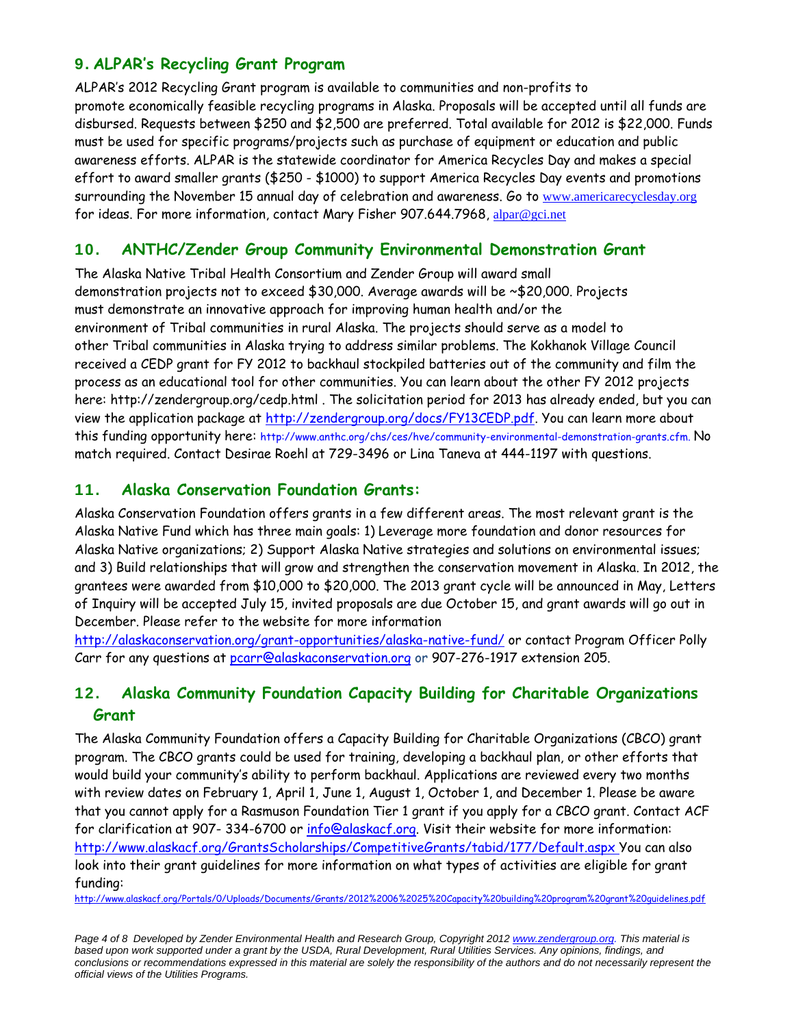## 9. ALPAR's Recycling Grant Program

ALPAR's 2012 Recycling Grant program is available to communities and non-profits to promote economically feasible recycling programs in Alaska. Proposals will be accepted until all funds are disbursed. Requests between $250 and $2,500 are preferred. Total available for 2012 is $22,000. Funds must be used for specific programs/projects such as purchase of equipment or education and public awareness efforts. ALPAR is the statewide coordinator for America Recycles Day and makes a special effort to award smaller grants ($250 - $1000) to support America Recycles Day events and promotions surrounding the November 15 annual day of celebration and awareness. Go to www.americarecyclesday.org for ideas. For more information, contact Mary Fisher 907.644.7968, alpar@gci.net

## 10. ANTHC/Zender Group Community Environmental Demonstration Grant

The Alaska Native Tribal Health Consortium and Zender Group will award small demonstration projects not to exceed $30,000. Average awards will be ~$20,000. Projects must demonstrate an innovative approach for improving human health and/or the environment of Tribal communities in rural Alaska. The projects should serve as a model to other Tribal communities in Alaska trying to address similar problems. The Kokhanok Village Council received a CEDP grant for FY 2012 to backhaul stockpiled batteries out of the community and film the process as an educational tool for other communities. You can learn about the other FY 2012 projects here: http://zendergroup.org/cedp.html . The solicitation period for 2013 has already ended, but you can view the application package at http://zendergroup.org/docs/FY13CEDP.pdf. You can learn more about this funding opportunity here: http://www.anthc.org/chs/ces/hve/community-environmental-demonstration-grants.cfm. No match required. Contact Desirae Roehl at 729-3496 or Lina Taneva at 444-1197 with questions.

## 11. Alaska Conservation Foundation Grants:

Alaska Conservation Foundation offers grants in a few different areas. The most relevant grant is the Alaska Native Fund which has three main goals: 1) Leverage more foundation and donor resources for Alaska Native organizations; 2) Support Alaska Native strategies and solutions on environmental issues; and 3) Build relationships that will grow and strengthen the conservation movement in Alaska. In 2012, the grantees were awarded from $10,000 to $20,000. The 2013 grant cycle will be announced in May, Letters of Inquiry will be accepted July 15, invited proposals are due October 15, and grant awards will go out in December. Please refer to the website for more information http://alaskaconservation.org/grant-opportunities/alaska-native-fund/ or contact Program Officer Polly Carr for any questions at pcarr@alaskaconservation.org or 907-276-1917 extension 205.

## 12. Alaska Community Foundation Capacity Building for Charitable Organizations Grant

The Alaska Community Foundation offers a Capacity Building for Charitable Organizations (CBCO) grant program. The CBCO grants could be used for training, developing a backhaul plan, or other efforts that would build your community's ability to perform backhaul. Applications are reviewed every two months with review dates on February 1, April 1, June 1, August 1, October 1, and December 1. Please be aware that you cannot apply for a Rasmuson Foundation Tier 1 grant if you apply for a CBCO grant. Contact ACF for clarification at 907- 334-6700 or info@alaskacf.org. Visit their website for more information: http://www.alaskacf.org/GrantsScholarships/CompetitiveGrants/tabid/177/Default.aspx You can also look into their grant guidelines for more information on what types of activities are eligible for grant funding: http://www.alaskacf.org/Portals/0/Uploads/Documents/Grants/2012%2006%2025%20Capacity%20building%20program%20grant%20guidelines.pdf

*Developed by Zender Environmental Health and Research Group, Copyright 2012 www.zendergroup.org. This material is based upon work supported under a grant by the USDA, Rural Development, Rural Utilities Services. Any opinions, findings, and conclusions or recommendations expressed in this material are solely the responsibility of the authors and do not necessarily represent the official views of the Utilities Programs.*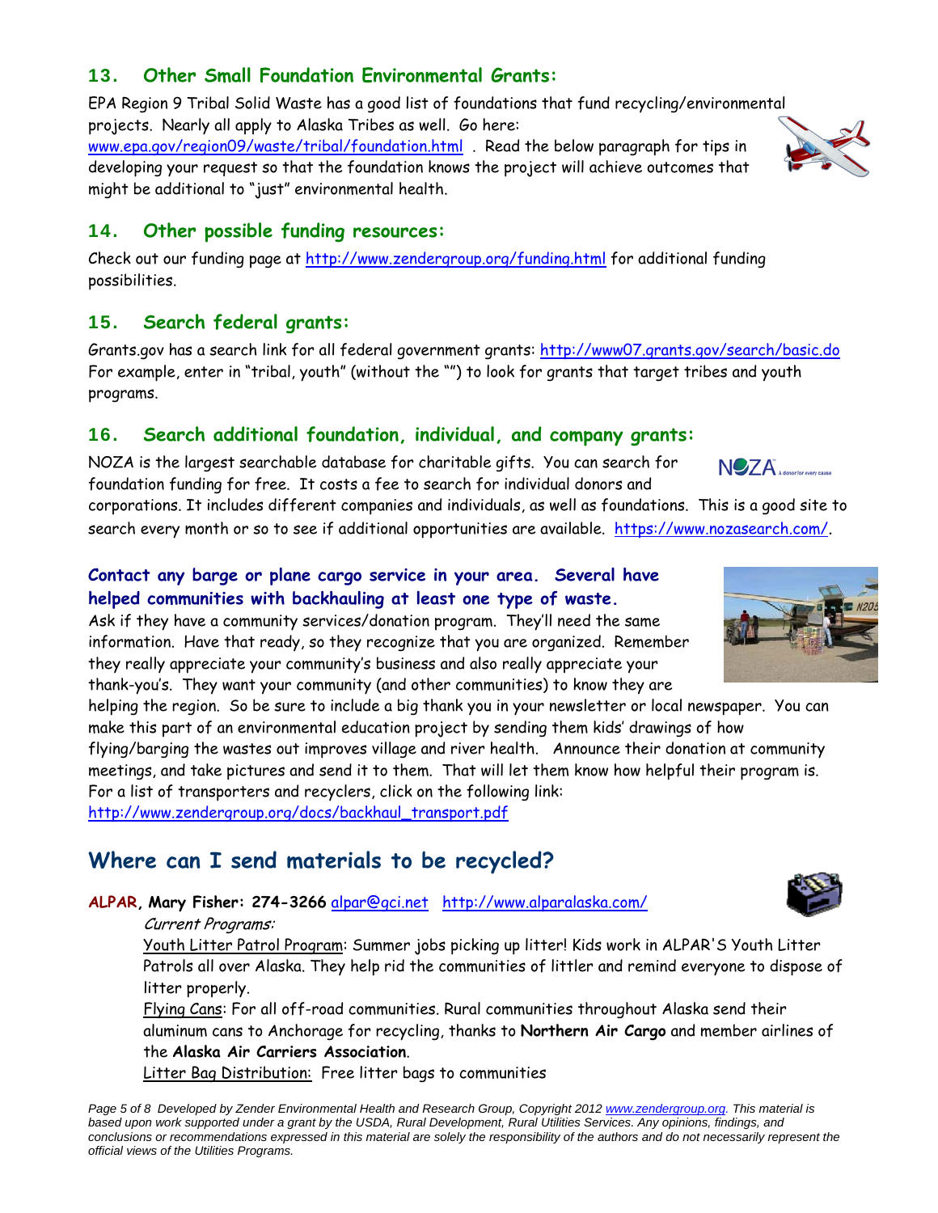### 13. Other Small Foundation Environmental Grants:

EPA Region 9 Tribal Solid Waste has a good list of foundations that fund recycling/environmental projects. Nearly all apply to Alaska Tribes as well. Go here: www.epa.gov/region09/waste/tribal/foundation.html . Read the below paragraph for tips in developing your request so that the foundation knows the project will achieve outcomes that might be additional to "just" environmental health.

### 14. Other possible funding resources:

Check out our funding page at http://www.zendergroup.org/funding.html for additional funding possibilities.

### 15. Search federal grants:

Grants.gov has a search link for all federal government grants: http://www07.grants.gov/search/basic.do For example, enter in "tribal, youth" (without the "") to look for grants that target tribes and youth programs.

### 16. Search additional foundation, individual, and company grants:

NOZA is the largest searchable database for charitable gifts. You can search for foundation funding for free. It costs a fee to search for individual donors and corporations. It includes different companies and individuals, as well as foundations. This is a good site to search every month or so to see if additional opportunities are available. https://www.nozasearch.com/.

**Contact any barge or plane cargo service in your area. Several have helped communities with backhauling at least one type of waste.**

Ask if they have a community services/donation program. They'll need the same information. Have that ready, so they recognize that you are organized. Remember they really appreciate your community's business and also really appreciate your thank-you's. They want your community (and other communities) to know they are helping the region. So be sure to include a big thank you in your newsletter or local newspaper. You can make this part of an environmental education project by sending them kids' drawings of how flying/barging the wastes out improves village and river health. Announce their donation at community meetings, and take pictures and send it to them. That will let them know how helpful their program is. For a list of transporters and recyclers, click on the following link: http://www.zendergroup.org/docs/backhaul_transport.pdf

## Where can I send materials to be recycled?

**ALPAR, Mary Fisher: 274-3266** alpar@gci.net http://www.alparalaska.com/

*Current Programs:*

Youth Litter Patrol Program: Summer jobs picking up litter! Kids work in ALPAR'S Youth Litter Patrols all over Alaska. They help rid the communities of littler and remind everyone to dispose of litter properly.

Flying Cans: For all off-road communities. Rural communities throughout Alaska send their aluminum cans to Anchorage for recycling, thanks to **Northern Air Cargo** and member airlines of the **Alaska Air Carriers Association**.

Litter Bag Distribution: Free litter bags to communities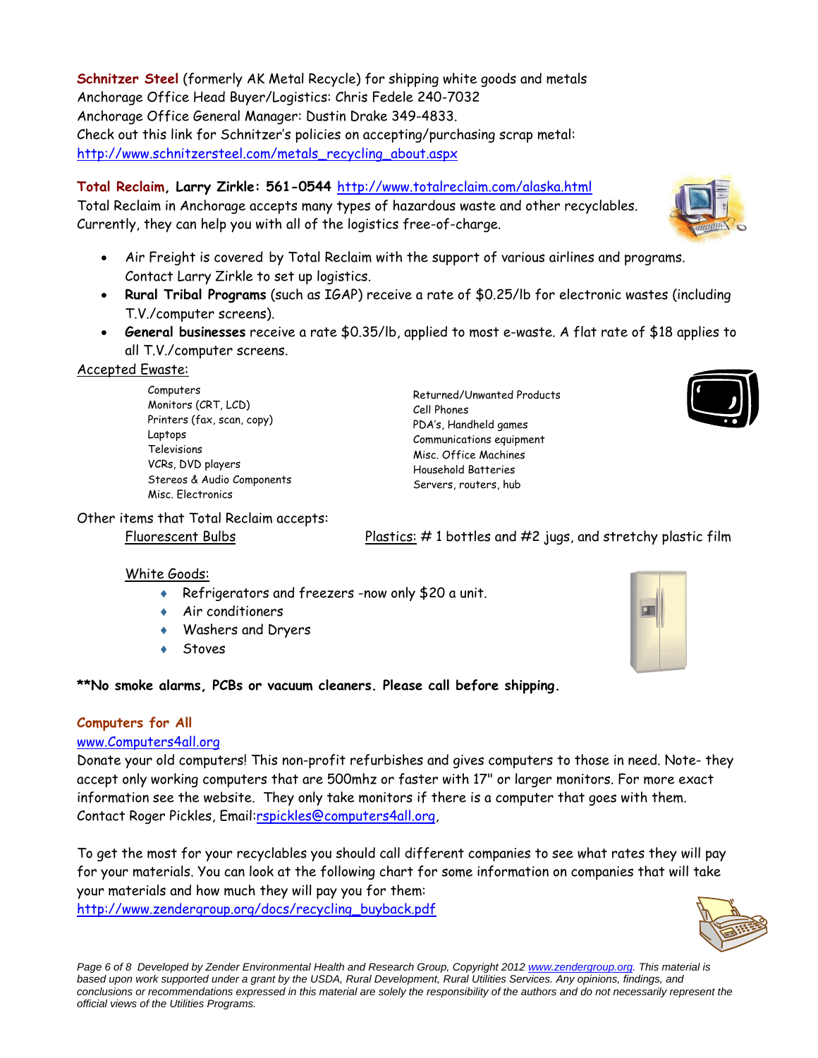**Schnitzer Steel** (formerly AK Metal Recycle) for shipping white goods and metals
Anchorage Office Head Buyer/Logistics: Chris Fedele 240-7032
Anchorage Office General Manager: Dustin Drake 349-4833.
Check out this link for Schnitzer's policies on accepting/purchasing scrap metal: http://www.schnitzersteel.com/metals_recycling_about.aspx

**Total Reclaim, Larry Zirkle: 561-0544** http://www.totalreclaim.com/alaska.html
Total Reclaim in Anchorage accepts many types of hazardous waste and other recyclables. Currently, they can help you with all of the logistics free-of-charge.

- Air Freight is covered by Total Reclaim with the support of various airlines and programs. Contact Larry Zirkle to set up logistics.
- **Rural Tribal Programs** (such as IGAP) receive a rate of $0.25/lb for electronic wastes (including T.V./computer screens).
- ***General businesses*** receive a rate $0.35/lb, applied to most e-waste. A flat rate of $18 applies to all T.V./computer screens.

Accepted Ewaste:

- Computers
- Monitors (CRT, LCD)
- Printers (fax, scan, copy)
- Laptops
- Televisions
- VCRs, DVD players
- Stereos & Audio Components
- Misc. Electronics
- Returned/Unwanted Products
- Cell Phones
- PDA's, Handheld games
- Communications equipment
- Misc. Office Machines
- Household Batteries
- Servers, routers, hub

Other items that Total Reclaim accepts:

Fluorescent Bulbs

Plastics: # 1 bottles and #2 jugs, and stretchy plastic film

White Goods:

- Refrigerators and freezers -now only $20 a unit.
- Air conditioners
- Washers and Dryers
- Stoves

**\*\*No smoke alarms, PCBs or vacuum cleaners. Please call before shipping.**

**Computers for All**
www.Computers4all.org
Donate your old computers! This non-profit refurbishes and gives computers to those in need. Note- they accept only working computers that are 500mhz or faster with 17" or larger monitors. For more exact information see the website. They only take monitors if there is a computer that goes with them. Contact Roger Pickles, Email:rspickles@computers4all.org,

To get the most for your recyclables you should call different companies to see what rates they will pay for your materials. You can look at the following chart for some information on companies that will take your materials and how much they will pay you for them:
http://www.zendergroup.org/docs/recycling_buyback.pdf

*Developed by Zender Environmental Health and Research Group, Copyright 2012 www.zendergroup.org. This material is based upon work supported under a grant by the USDA, Rural Development, Rural Utilities Services. Any opinions, findings, and conclusions or recommendations expressed in this material are solely the responsibility of the authors and do not necessarily represent the official views of the Utilities Programs.*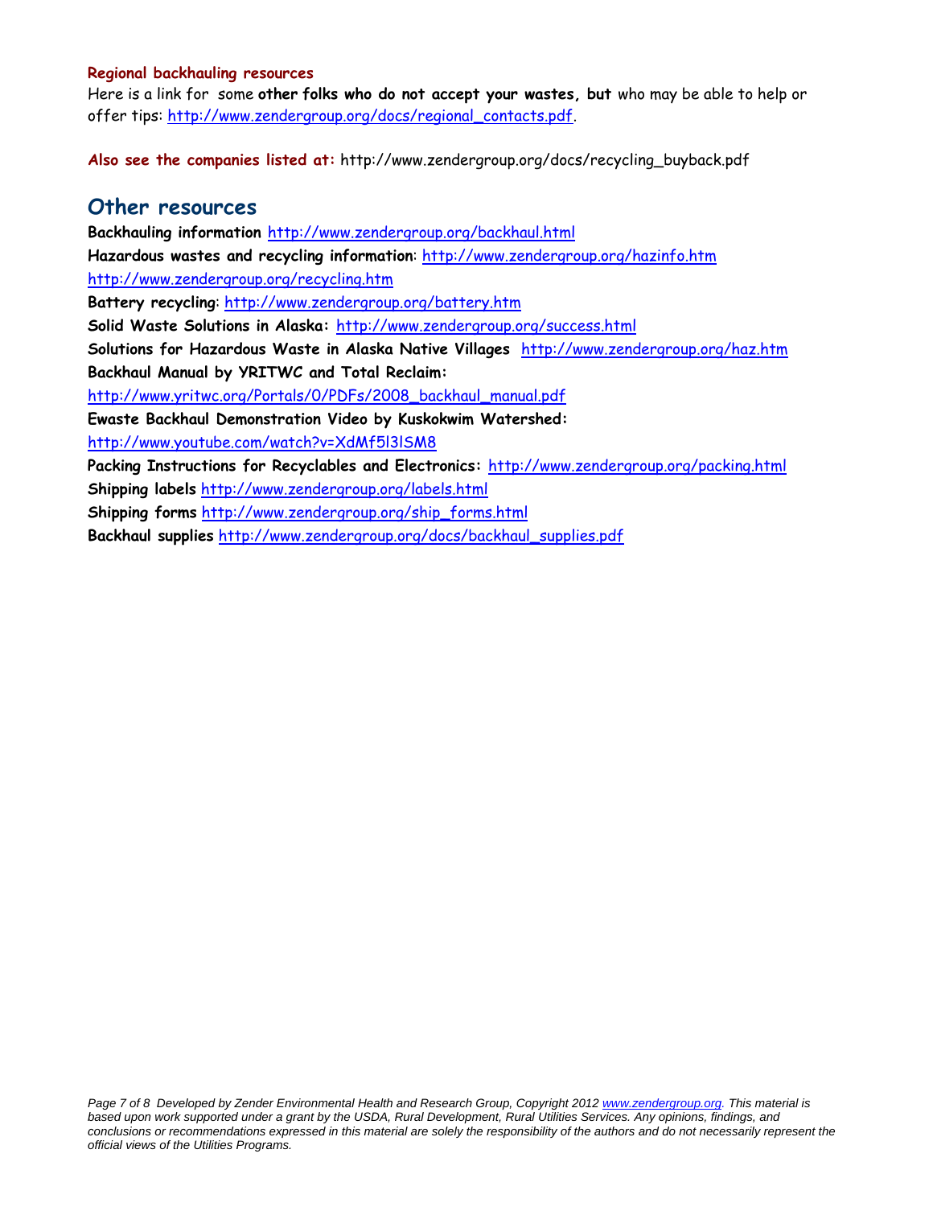**Regional backhauling resources**

Here is a link for some **other folks who do not accept your wastes, but** who may be able to help or offer tips: http://www.zendergroup.org/docs/regional_contacts.pdf.

**Also see the companies listed at:** http://www.zendergroup.org/docs/recycling_buyback.pdf

## Other resources

**Backhauling information** http://www.zendergroup.org/backhaul.html
**Hazardous wastes and recycling information**: http://www.zendergroup.org/hazinfo.htm
http://www.zendergroup.org/recycling.htm
**Battery recycling**: http://www.zendergroup.org/battery.htm
**Solid Waste Solutions in Alaska:** http://www.zendergroup.org/success.html
**Solutions for Hazardous Waste in Alaska Native Villages** http://www.zendergroup.org/haz.htm
**Backhaul Manual by YRITWC and Total Reclaim:**
http://www.yritwc.org/Portals/0/PDFs/2008_backhaul_manual.pdf
**Ewaste Backhaul Demonstration Video by Kuskokwim Watershed:**
http://www.youtube.com/watch?v=XdMf5l3lSM8
**Packing Instructions for Recyclables and Electronics:** http://www.zendergroup.org/packing.html
**Shipping labels** http://www.zendergroup.org/labels.html
**Shipping forms** http://www.zendergroup.org/ship_forms.html
**Backhaul supplies** http://www.zendergroup.org/docs/backhaul_supplies.pdf

*Developed by Zender Environmental Health and Research Group, Copyright 2012 www.zendergroup.org. This material is based upon work supported under a grant by the USDA, Rural Development, Rural Utilities Services. Any opinions, findings, and conclusions or recommendations expressed in this material are solely the responsibility of the authors and do not necessarily represent the official views of the Utilities Programs.*